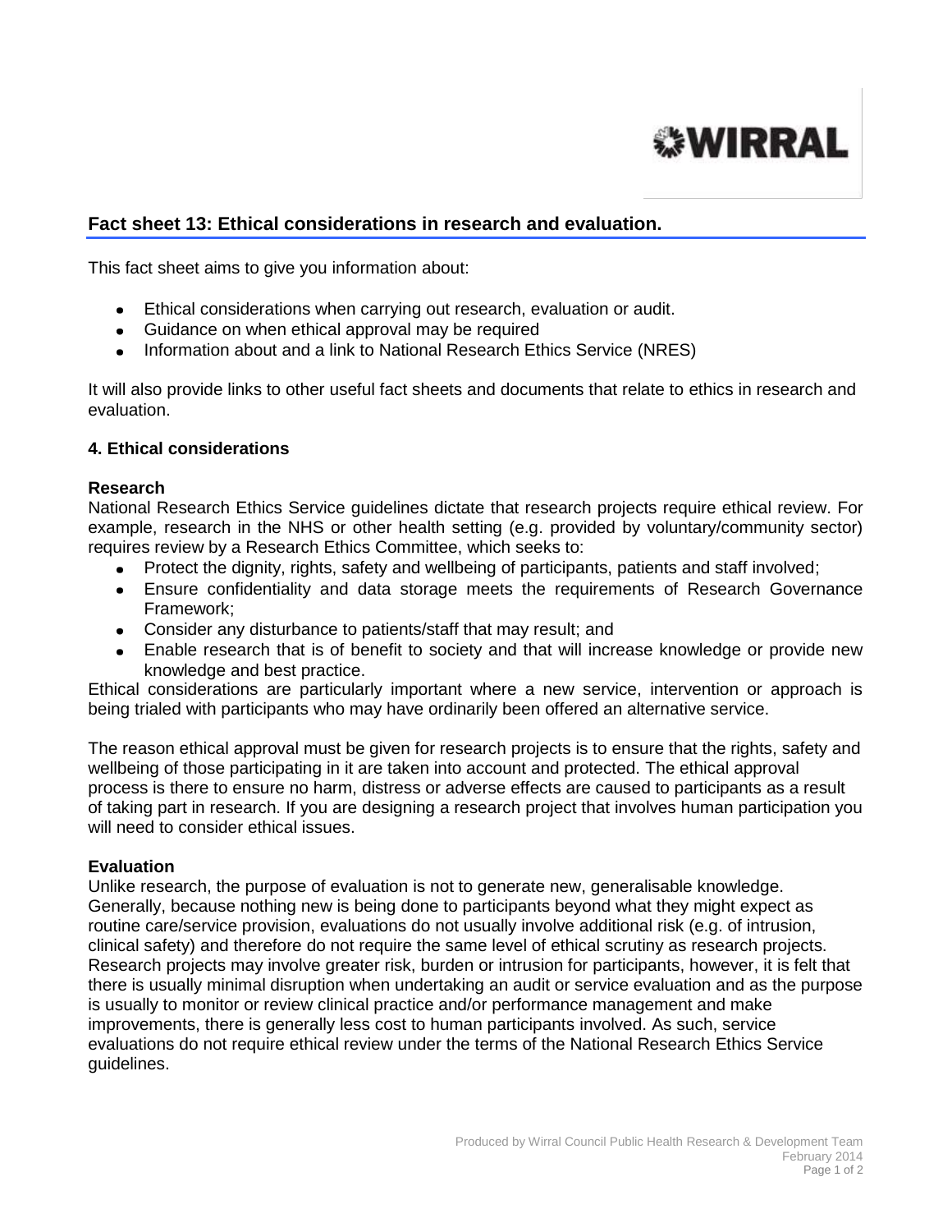## Fact sheet 13: Ethical considerations in research and evaluation.

This fact sheet aims to give you information about:

- Ethical considerations when carrying out research, evaluation or audit.
- Guidance on when ethical approval may be required
- Information about and a link to National Research Ethics Service (NRES)

It will also provide links to other useful fact sheets and documents that relate to ethics in research and evaluation.

### 4. Ethical considerations

**Research**

National Research Ethics Service guidelines dictate that research projects require ethical review. For example, research in the NHS or other health setting (e.g. provided by voluntary/community sector) requires review by a Research Ethics Committee, which seeks to:

- Protect the dignity, rights, safety and wellbeing of participants, patients and staff involved;
- Ensure confidentiality and data storage meets the requirements of Research Governance Framework;
- Consider any disturbance to patients/staff that may result; and
- Enable research that is of benefit to society and that will increase knowledge or provide new knowledge and best practice.

Ethical considerations are particularly important where a new service, intervention or approach is being trialed with participants who may have ordinarily been offered an alternative service.

The reason ethical approval must be given for research projects is to ensure that the rights, safety and wellbeing of those participating in it are taken into account and protected. The ethical approval process is there to ensure no harm, distress or adverse effects are caused to participants as a result of taking part in research. If you are designing a research project that involves human participation you will need to consider ethical issues.

**Evaluation**

Unlike research, the purpose of evaluation is not to generate new, generalisable knowledge. Generally, because nothing new is being done to participants beyond what they might expect as routine care/service provision, evaluations do not usually involve additional risk (e.g. of intrusion, clinical safety) and therefore do not require the same level of ethical scrutiny as research projects. Research projects may involve greater risk, burden or intrusion for participants, however, it is felt that there is usually minimal disruption when undertaking an audit or service evaluation and as the purpose is usually to monitor or review clinical practice and/or performance management and make improvements, there is generally less cost to human participants involved. As such, service evaluations do not require ethical review under the terms of the National Research Ethics Service guidelines.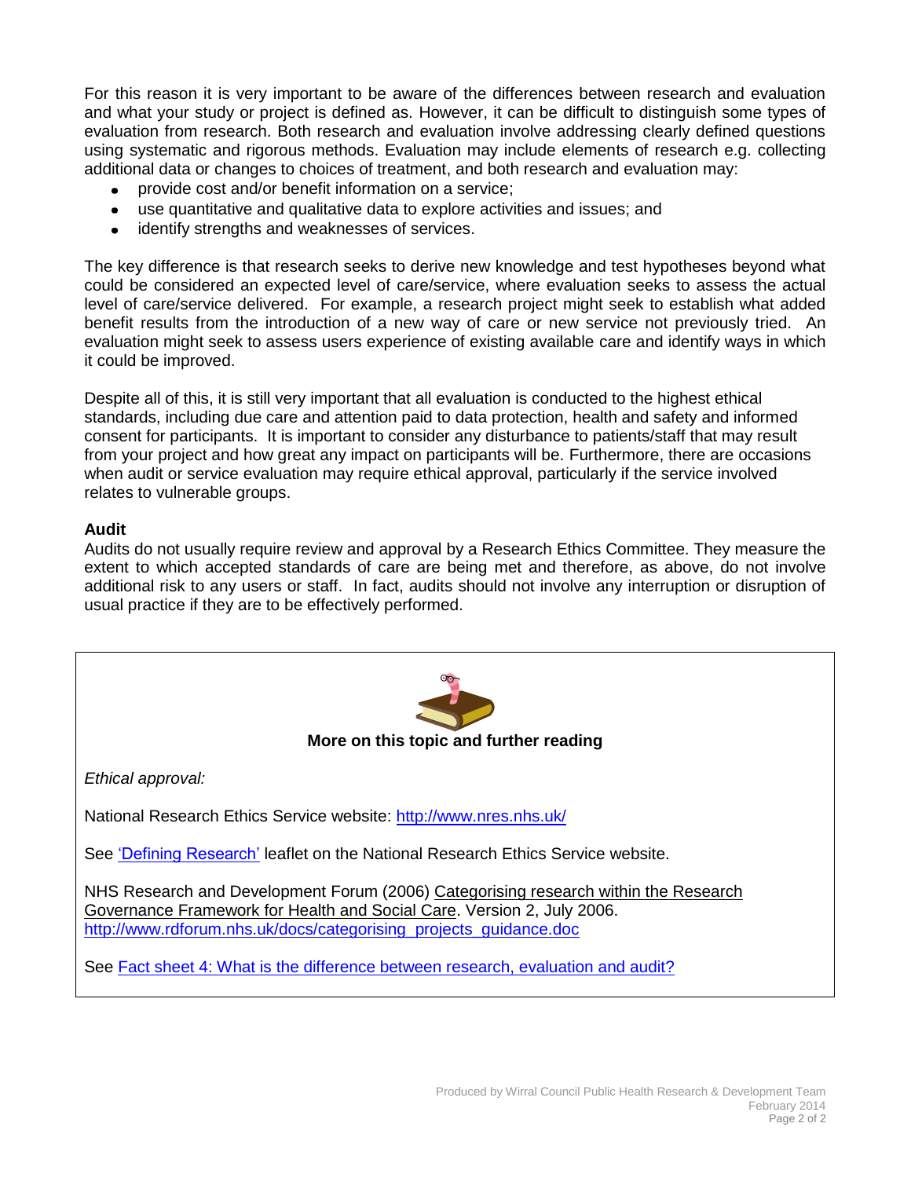For this reason it is very important to be aware of the differences between research and evaluation and what your study or project is defined as. However, it can be difficult to distinguish some types of evaluation from research. Both research and evaluation involve addressing clearly defined questions using systematic and rigorous methods. Evaluation may include elements of research e.g. collecting additional data or changes to choices of treatment, and both research and evaluation may:

- provide cost and/or benefit information on a service;
- use quantitative and qualitative data to explore activities and issues; and
- identify strengths and weaknesses of services.

The key difference is that research seeks to derive new knowledge and test hypotheses beyond what could be considered an expected level of care/service, where evaluation seeks to assess the actual level of care/service delivered. For example, a research project might seek to establish what added benefit results from the introduction of a new way of care or new service not previously tried. An evaluation might seek to assess users experience of existing available care and identify ways in which it could be improved.

Despite all of this, it is still very important that all evaluation is conducted to the highest ethical standards, including due care and attention paid to data protection, health and safety and informed consent for participants. It is important to consider any disturbance to patients/staff that may result from your project and how great any impact on participants will be. Furthermore, there are occasions when audit or service evaluation may require ethical approval, particularly if the service involved relates to vulnerable groups.

**Audit**

Audits do not usually require review and approval by a Research Ethics Committee. They measure the extent to which accepted standards of care are being met and therefore, as above, do not involve additional risk to any users or staff. In fact, audits should not involve any interruption or disruption of usual practice if they are to be effectively performed.

**More on this topic and further reading**

*Ethical approval:*

National Research Ethics Service website: http://www.nres.nhs.uk/

See 'Defining Research' leaflet on the National Research Ethics Service website.

NHS Research and Development Forum (2006) Categorising research within the Research Governance Framework for Health and Social Care. Version 2, July 2006. http://www.rdforum.nhs.uk/docs/categorising_projects_guidance.doc

See Fact sheet 4: What is the difference between research, evaluation and audit?

Produced by Wirral Council Public Health Research & Development Team
February 2014